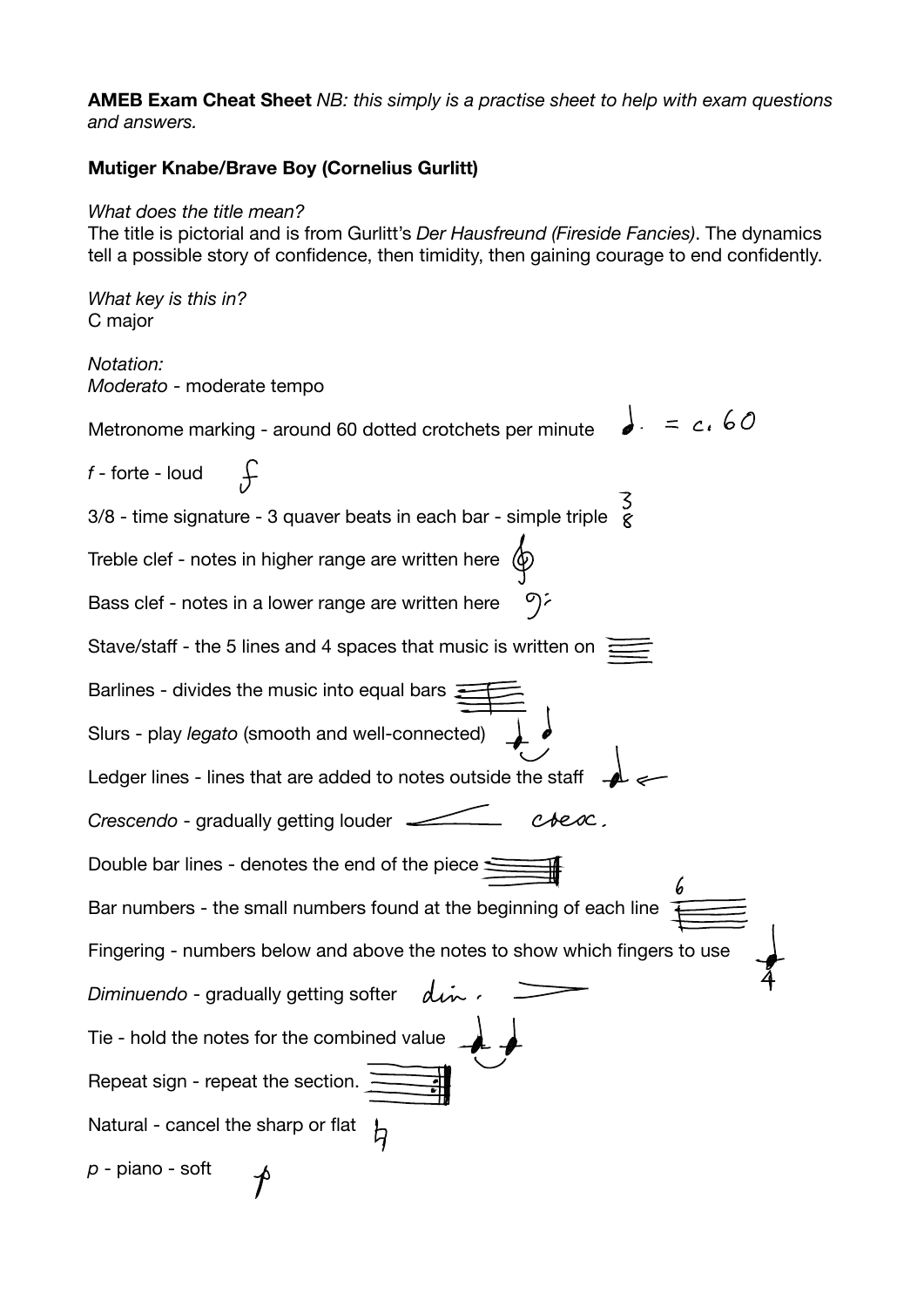**AMEB Exam Cheat Sheet** *NB: this simply is a practise sheet to help with exam questions and answers.*

**Mutiger Knabe/Brave Boy (Cornelius Gurlitt)**

*What does the title mean?*
The title is pictorial and is from Gurlitt's *Der Hausfreund (Fireside Fancies)*. The dynamics tell a possible story of confidence, then timidity, then gaining courage to end confidently.

*What key is this in?*
C major

*Notation:*
*Moderato* - moderate tempo

Metronome marking - around 60 dotted crotchets per minute

*f* - forte - loud

3/8 - time signature - 3 quaver beats in each bar - simple triple

Treble clef - notes in higher range are written here

Bass clef - notes in a lower range are written here

Stave/staff - the 5 lines and 4 spaces that music is written on

Barlines - divides the music into equal bars

Slurs - play *legato* (smooth and well-connected)

Ledger lines - lines that are added to notes outside the staff

*Crescendo* - gradually getting louder

Double bar lines - denotes the end of the piece

Bar numbers - the small numbers found at the beginning of each line

Fingering - numbers below and above the notes to show which fingers to use

*Diminuendo* - gradually getting softer

Tie - hold the notes for the combined value

Repeat sign - repeat the section.

Natural - cancel the sharp or flat

*p* - piano - soft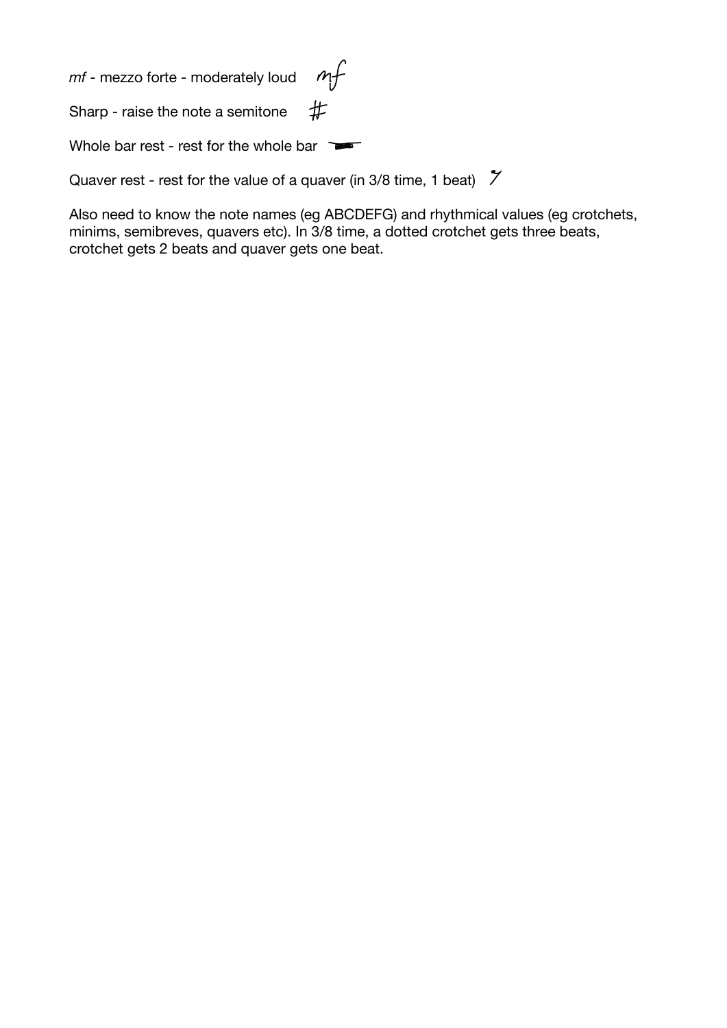*mf* - mezzo forte - moderately loud

Sharp - raise the note a semitone

Whole bar rest - rest for the whole bar

Quaver rest - rest for the value of a quaver (in 3/8 time, 1 beat)

Also need to know the note names (eg ABCDEFG) and rhythmical values (eg crotchets, minims, semibreves, quavers etc). In 3/8 time, a dotted crotchet gets three beats, crotchet gets 2 beats and quaver gets one beat.